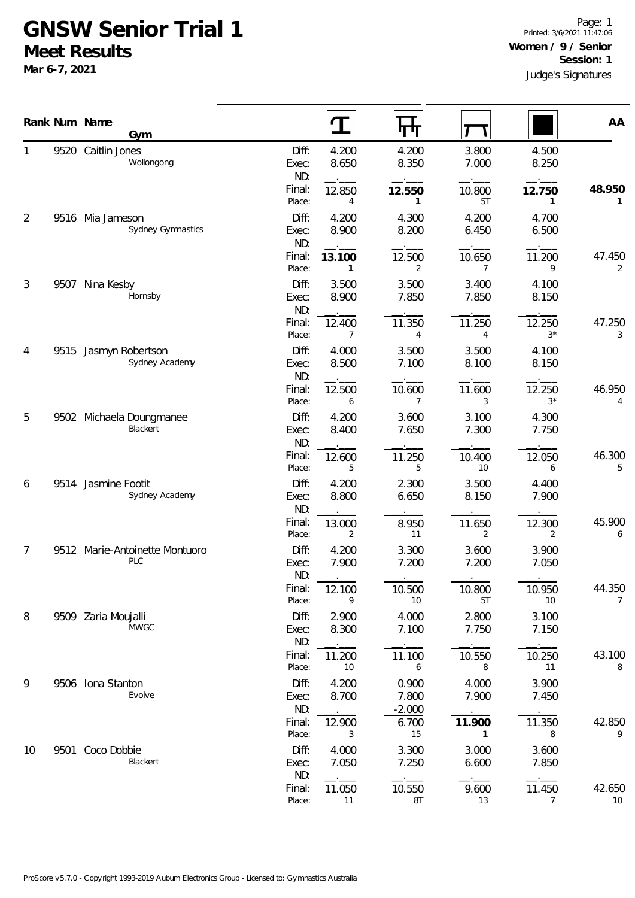# GNSW Senior Trial 1

## Meet Results

**Mar 6-7, 2021**

Printed: 3/6/2021 11:47:06

**Women / 9 / Senior**

**Session: 1**

Judge's Signatures

| Rank | Num | Name / Gym | | Vault | Bars | Beam | Floor | AA |
|---|---|---|---|---|---|---|---|---|
| 1 | 9520 | Caitlin Jones<br>Wollongong | Diff: | 4.200 | 4.200 | 3.800 | 4.500 | |
| | | | Exec: | 8.650 | 8.350 | 7.000 | 8.250 | |
| | | | ND: | . | . | . | . | |
| | | | Final: | 12.850 | **12.550** | 10.800 | **12.750** | **48.950** |
| | | | Place: | 4 | **1** | 5T | **1** | **1** |
| 2 | 9516 | Mia Jameson<br>Sydney Gymnastics | Diff: | 4.200 | 4.300 | 4.200 | 4.700 | |
| | | | Exec: | 8.900 | 8.200 | 6.450 | 6.500 | |
| | | | ND: | . | . | . | . | |
| | | | Final: | **13.100** | 12.500 | 10.650 | 11.200 | 47.450 |
| | | | Place: | **1** | 2 | 7 | 9 | 2 |
| 3 | 9507 | Nina Kesby<br>Hornsby | Diff: | 3.500 | 3.500 | 3.400 | 4.100 | |
| | | | Exec: | 8.900 | 7.850 | 7.850 | 8.150 | |
| | | | ND: | . | . | . | . | |
| | | | Final: | 12.400 | 11.350 | 11.250 | 12.250 | 47.250 |
| | | | Place: | 7 | 4 | 4 | 3* | 3 |
| 4 | 9515 | Jasmyn Robertson<br>Sydney Academy | Diff: | 4.000 | 3.500 | 3.500 | 4.100 | |
| | | | Exec: | 8.500 | 7.100 | 8.100 | 8.150 | |
| | | | ND: | . | . | . | . | |
| | | | Final: | 12.500 | 10.600 | 11.600 | 12.250 | 46.950 |
| | | | Place: | 6 | 7 | 3 | 3* | 4 |
| 5 | 9502 | Michaela Doungmanee<br>Blackert | Diff: | 4.200 | 3.600 | 3.100 | 4.300 | |
| | | | Exec: | 8.400 | 7.650 | 7.300 | 7.750 | |
| | | | ND: | . | . | . | . | |
| | | | Final: | 12.600 | 11.250 | 10.400 | 12.050 | 46.300 |
| | | | Place: | 5 | 5 | 10 | 6 | 5 |
| 6 | 9514 | Jasmine Footit<br>Sydney Academy | Diff: | 4.200 | 2.300 | 3.500 | 4.400 | |
| | | | Exec: | 8.800 | 6.650 | 8.150 | 7.900 | |
| | | | ND: | . | . | . | . | |
| | | | Final: | 13.000 | 8.950 | 11.650 | 12.300 | 45.900 |
| | | | Place: | 2 | 11 | 2 | 2 | 6 |
| 7 | 9512 | Marie-Antoinette Montuoro<br>PLC | Diff: | 4.200 | 3.300 | 3.600 | 3.900 | |
| | | | Exec: | 7.900 | 7.200 | 7.200 | 7.050 | |
| | | | ND: | . | . | . | . | |
| | | | Final: | 12.100 | 10.500 | 10.800 | 10.950 | 44.350 |
| | | | Place: | 9 | 10 | 5T | 10 | 7 |
| 8 | 9509 | Zaria Moujalli<br>MWGC | Diff: | 2.900 | 4.000 | 2.800 | 3.100 | |
| | | | Exec: | 8.300 | 7.100 | 7.750 | 7.150 | |
| | | | ND: | . | . | . | . | |
| | | | Final: | 11.200 | 11.100 | 10.550 | 10.250 | 43.100 |
| | | | Place: | 10 | 6 | 8 | 11 | 8 |
| 9 | 9506 | Iona Stanton<br>Evolve | Diff: | 4.200 | 0.900 | 4.000 | 3.900 | |
| | | | Exec: | 8.700 | 7.800 | 7.900 | 7.450 | |
| | | | ND: | . | -2.000 | . | . | |
| | | | Final: | 12.900 | 6.700 | **11.900** | 11.350 | 42.850 |
| | | | Place: | 3 | 15 | **1** | 8 | 9 |
| 10 | 9501 | Coco Dobbie<br>Blackert | Diff: | 4.000 | 3.300 | 3.000 | 3.600 | |
| | | | Exec: | 7.050 | 7.250 | 6.600 | 7.850 | |
| | | | ND: | . | . | . | . | |
| | | | Final: | 11.050 | 10.550 | 9.600 | 11.450 | 42.650 |
| | | | Place: | 11 | 8T | 13 | 7 | 10 |

ProScore v5.7.0 - Copyright 1993-2019 Auburn Electronics Group - Licensed to: Gymnastics Australia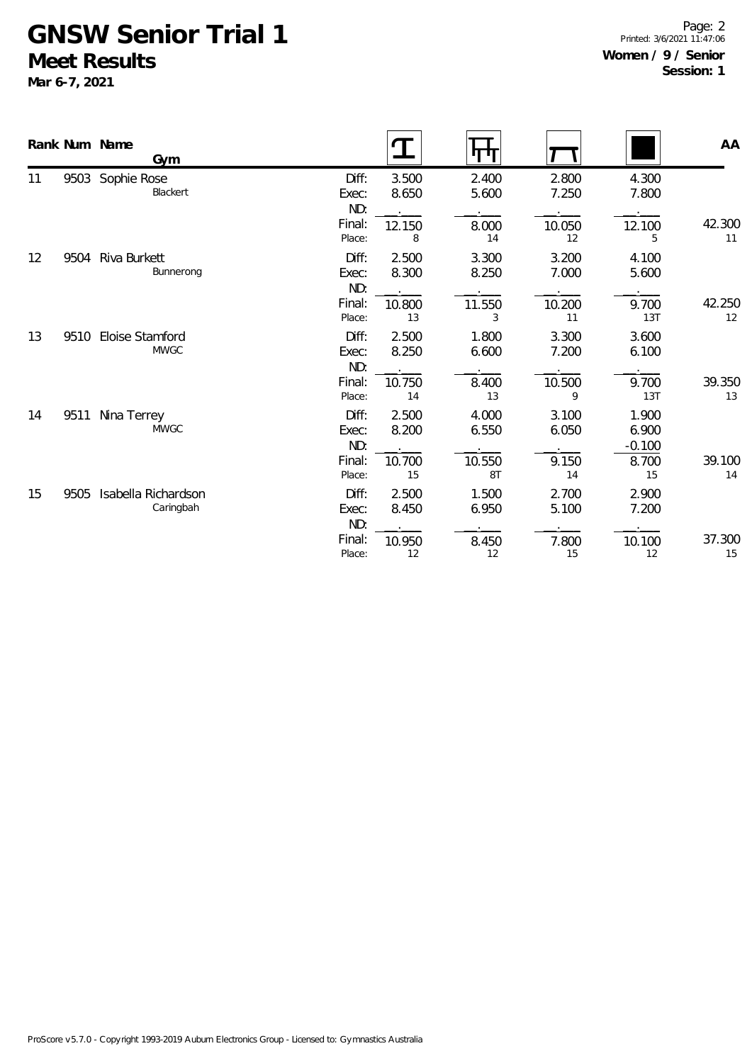# GNSW Senior Trial 1

## Meet Results

**Mar 6-7, 2021**

**Women / 9 / Senior**
**Session: 1**

| Rank | Num | Name / Gym | | Vault | Bars | Beam | Floor | AA |
|---|---|---|---|---|---|---|---|---|
| 11 | 9503 | Sophie Rose | Diff: | 3.500 | 2.400 | 2.800 | 4.300 | |
| | | Blackert | Exec: | 8.650 | 5.600 | 7.250 | 7.800 | |
| | | | ND: | . | . | . | . | |
| | | | Final: | 12.150 | 8.000 | 10.050 | 12.100 | 42.300 |
| | | | Place: | 8 | 14 | 12 | 5 | 11 |
| 12 | 9504 | Riva Burkett | Diff: | 2.500 | 3.300 | 3.200 | 4.100 | |
| | | Bunnerong | Exec: | 8.300 | 8.250 | 7.000 | 5.600 | |
| | | | ND: | . | . | . | . | |
| | | | Final: | 10.800 | 11.550 | 10.200 | 9.700 | 42.250 |
| | | | Place: | 13 | 3 | 11 | 13T | 12 |
| 13 | 9510 | Eloise Stamford | Diff: | 2.500 | 1.800 | 3.300 | 3.600 | |
| | | MWGC | Exec: | 8.250 | 6.600 | 7.200 | 6.100 | |
| | | | ND: | . | . | . | . | |
| | | | Final: | 10.750 | 8.400 | 10.500 | 9.700 | 39.350 |
| | | | Place: | 14 | 13 | 9 | 13T | 13 |
| 14 | 9511 | Nina Terrey | Diff: | 2.500 | 4.000 | 3.100 | 1.900 | |
| | | MWGC | Exec: | 8.200 | 6.550 | 6.050 | 6.900 | |
| | | | ND: | . | . | . | -0.100 | |
| | | | Final: | 10.700 | 10.550 | 9.150 | 8.700 | 39.100 |
| | | | Place: | 15 | 8T | 14 | 15 | 14 |
| 15 | 9505 | Isabella Richardson | Diff: | 2.500 | 1.500 | 2.700 | 2.900 | |
| | | Caringbah | Exec: | 8.450 | 6.950 | 5.100 | 7.200 | |
| | | | ND: | . | . | . | . | |
| | | | Final: | 10.950 | 8.450 | 7.800 | 10.100 | 37.300 |
| | | | Place: | 12 | 12 | 15 | 12 | 15 |